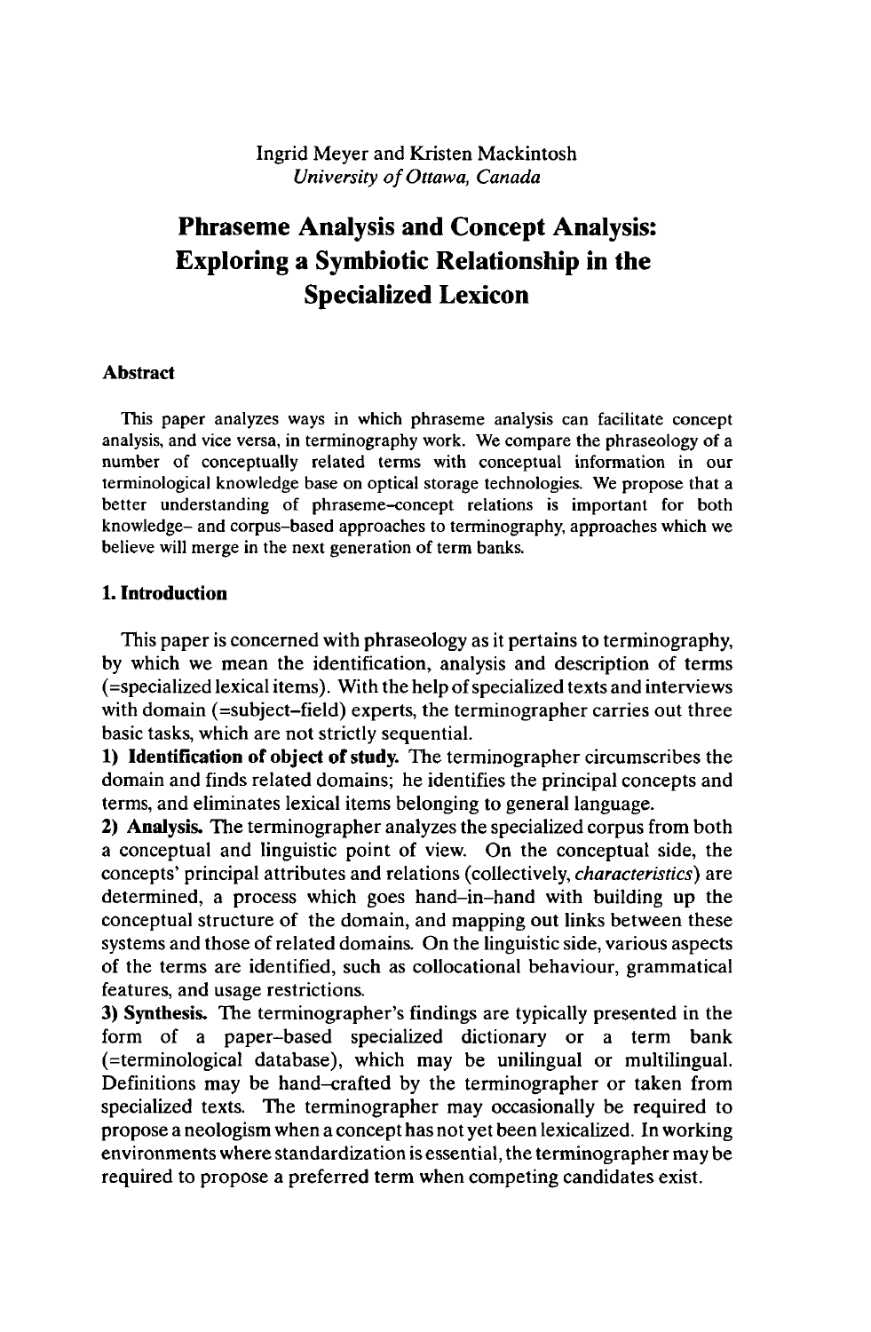Ingrid Meyer and Kristen Mackintosh
*University of Ottawa, Canada*

# Phraseme Analysis and Concept Analysis: Exploring a Symbiotic Relationship in the Specialized Lexicon

## Abstract

This paper analyzes ways in which phraseme analysis can facilitate concept analysis, and vice versa, in terminography work. We compare the phraseology of a number of conceptually related terms with conceptual information in our terminological knowledge base on optical storage technologies. We propose that a better understanding of phraseme-concept relations is important for both knowledge- and corpus-based approaches to terminography, approaches which we believe will merge in the next generation of term banks.

## 1. Introduction

This paper is concerned with phraseology as it pertains to terminography, by which we mean the identification, analysis and description of terms (=specialized lexical items). With the help of specialized texts and interviews with domain (=subject-field) experts, the terminographer carries out three basic tasks, which are not strictly sequential.

**1) Identification of object of study.** The terminographer circumscribes the domain and finds related domains; he identifies the principal concepts and terms, and eliminates lexical items belonging to general language.

**2) Analysis.** The terminographer analyzes the specialized corpus from both a conceptual and linguistic point of view. On the conceptual side, the concepts' principal attributes and relations (collectively, *characteristics*) are determined, a process which goes hand-in-hand with building up the conceptual structure of the domain, and mapping out links between these systems and those of related domains. On the linguistic side, various aspects of the terms are identified, such as collocational behaviour, grammatical features, and usage restrictions.

**3) Synthesis.** The terminographer's findings are typically presented in the form of a paper-based specialized dictionary or a term bank (=terminological database), which may be unilingual or multilingual. Definitions may be hand-crafted by the terminographer or taken from specialized texts. The terminographer may occasionally be required to propose a neologism when a concept has not yet been lexicalized. In working environments where standardization is essential, the terminographer may be required to propose a preferred term when competing candidates exist.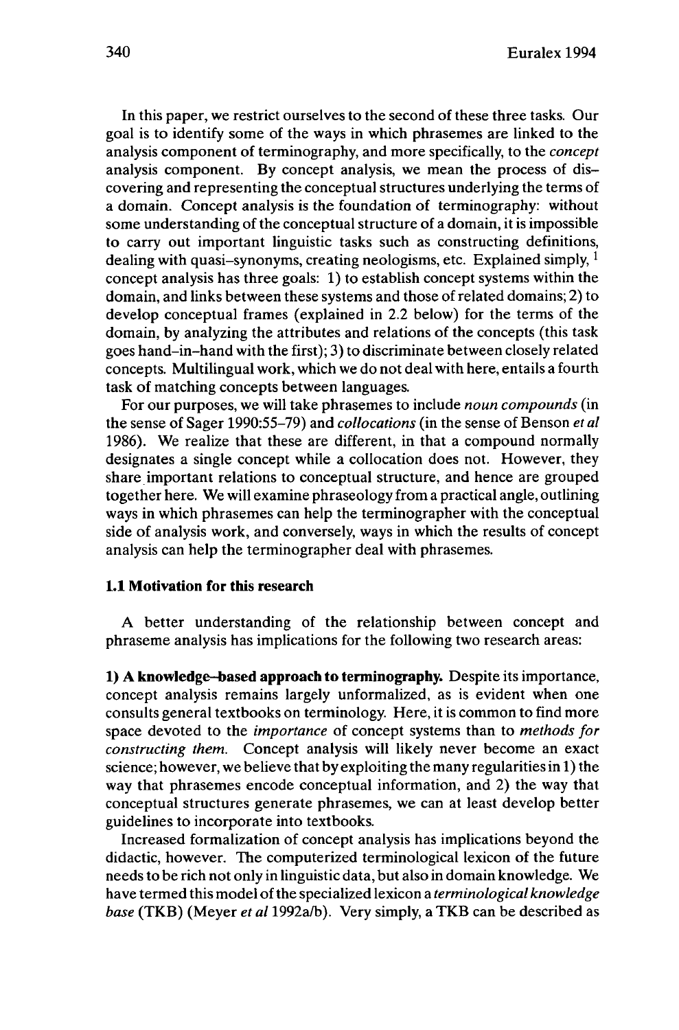In this paper, we restrict ourselves to the second of these three tasks. Our goal is to identify some of the ways in which phrasemes are linked to the analysis component of terminography, and more specifically, to the *concept* analysis component. By concept analysis, we mean the process of discovering and representing the conceptual structures underlying the terms of a domain. Concept analysis is the foundation of terminography: without some understanding of the conceptual structure of a domain, it is impossible to carry out important linguistic tasks such as constructing definitions, dealing with quasi–synonyms, creating neologisms, etc. Explained simply, [1] concept analysis has three goals: 1) to establish concept systems within the domain, and links between these systems and those of related domains; 2) to develop conceptual frames (explained in 2.2 below) for the terms of the domain, by analyzing the attributes and relations of the concepts (this task goes hand–in–hand with the first); 3) to discriminate between closely related concepts. Multilingual work, which we do not deal with here, entails a fourth task of matching concepts between languages.

For our purposes, we will take phrasemes to include *noun compounds* (in the sense of Sager 1990:55–79) and *collocations* (in the sense of Benson *et al* 1986). We realize that these are different, in that a compound normally designates a single concept while a collocation does not. However, they share important relations to conceptual structure, and hence are grouped together here. We will examine phraseology from a practical angle, outlining ways in which phrasemes can help the terminographer with the conceptual side of analysis work, and conversely, ways in which the results of concept analysis can help the terminographer deal with phrasemes.

### 1.1 Motivation for this research

A better understanding of the relationship between concept and phraseme analysis has implications for the following two research areas:

**1) A knowledge–based approach to terminography.** Despite its importance, concept analysis remains largely unformalized, as is evident when one consults general textbooks on terminology. Here, it is common to find more space devoted to the *importance* of concept systems than to *methods for constructing them.* Concept analysis will likely never become an exact science; however, we believe that by exploiting the many regularities in 1) the way that phrasemes encode conceptual information, and 2) the way that conceptual structures generate phrasemes, we can at least develop better guidelines to incorporate into textbooks.

Increased formalization of concept analysis has implications beyond the didactic, however. The computerized terminological lexicon of the future needs to be rich not only in linguistic data, but also in domain knowledge. We have termed this model of the specialized lexicon a *terminological knowledge base* (TKB) (Meyer *et al* 1992a/b). Very simply, a TKB can be described as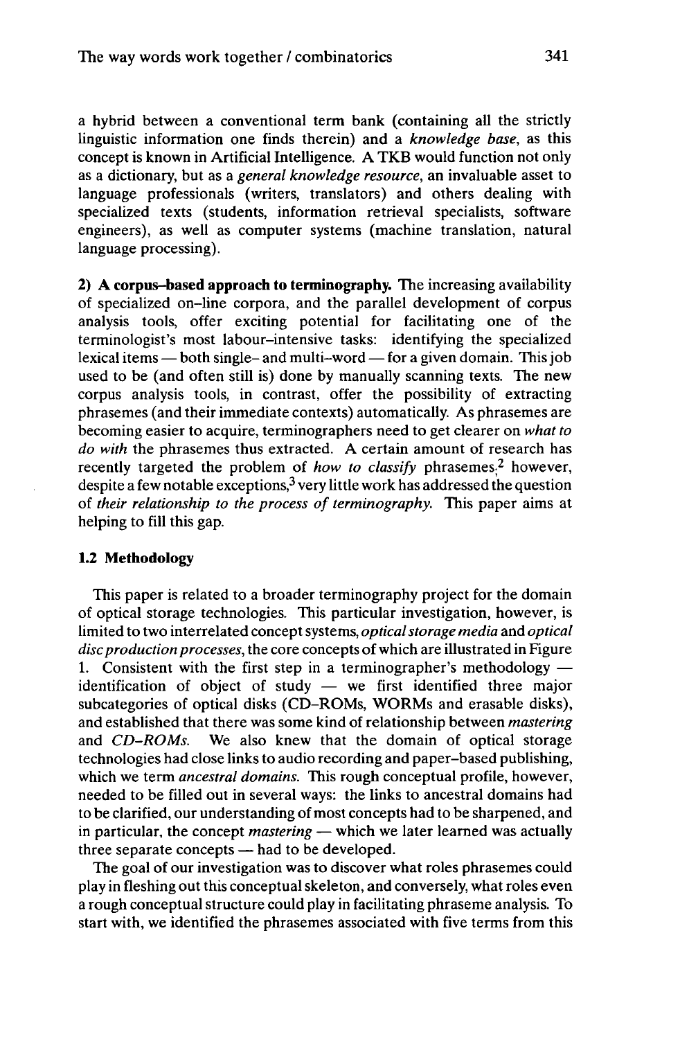a hybrid between a conventional term bank (containing all the strictly linguistic information one finds therein) and a *knowledge base*, as this concept is known in Artificial Intelligence. A TKB would function not only as a dictionary, but as a *general knowledge resource*, an invaluable asset to language professionals (writers, translators) and others dealing with specialized texts (students, information retrieval specialists, software engineers), as well as computer systems (machine translation, natural language processing).

**2) A corpus–based approach to terminography.** The increasing availability of specialized on–line corpora, and the parallel development of corpus analysis tools, offer exciting potential for facilitating one of the terminologist's most labour–intensive tasks: identifying the specialized lexical items — both single– and multi–word — for a given domain. This job used to be (and often still is) done by manually scanning texts. The new corpus analysis tools, in contrast, offer the possibility of extracting phrasemes (and their immediate contexts) automatically. As phrasemes are becoming easier to acquire, terminographers need to get clearer on *what to do with* the phrasemes thus extracted. A certain amount of research has recently targeted the problem of *how to classify* phrasemes;[2] however, despite a few notable exceptions,[3] very little work has addressed the question of *their relationship to the process of terminography.* This paper aims at helping to fill this gap.

### 1.2 Methodology

This paper is related to a broader terminography project for the domain of optical storage technologies. This particular investigation, however, is limited to two interrelated concept systems, *optical storage media* and *optical disc production processes*, the core concepts of which are illustrated in Figure 1. Consistent with the first step in a terminographer's methodology — identification of object of study — we first identified three major subcategories of optical disks (CD–ROMs, WORMs and erasable disks), and established that there was some kind of relationship between *mastering* and *CD–ROMs.* We also knew that the domain of optical storage technologies had close links to audio recording and paper–based publishing, which we term *ancestral domains.* This rough conceptual profile, however, needed to be filled out in several ways: the links to ancestral domains had to be clarified, our understanding of most concepts had to be sharpened, and in particular, the concept *mastering* — which we later learned was actually three separate concepts — had to be developed.

The goal of our investigation was to discover what roles phrasemes could play in fleshing out this conceptual skeleton, and conversely, what roles even a rough conceptual structure could play in facilitating phraseme analysis. To start with, we identified the phrasemes associated with five terms from this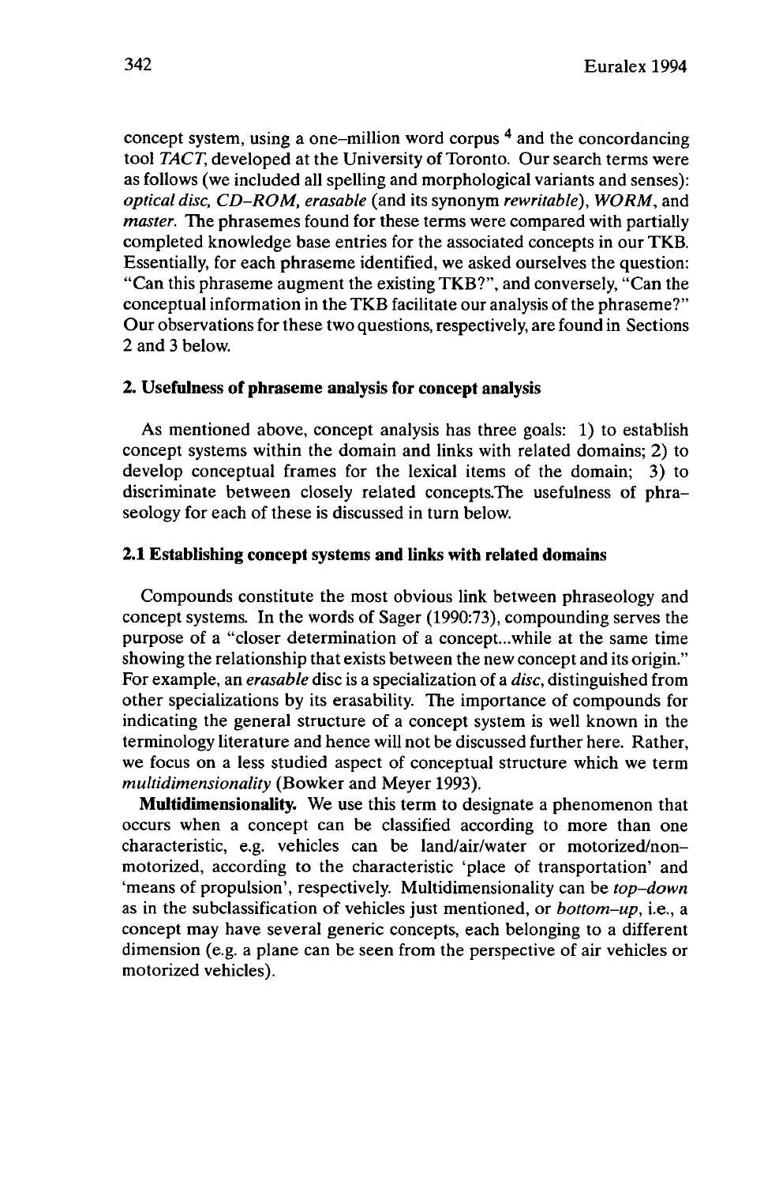concept system, using a one–million word corpus [4] and the concordancing tool *TACT*, developed at the University of Toronto. Our search terms were as follows (we included all spelling and morphological variants and senses): *optical disc, CD–ROM, erasable* (and its synonym *rewritable*), *WORM*, and *master*. The phrasemes found for these terms were compared with partially completed knowledge base entries for the associated concepts in our TKB. Essentially, for each phraseme identified, we asked ourselves the question: "Can this phraseme augment the existing TKB?", and conversely, "Can the conceptual information in the TKB facilitate our analysis of the phraseme?" Our observations for these two questions, respectively, are found in Sections 2 and 3 below.

## 2. Usefulness of phraseme analysis for concept analysis

As mentioned above, concept analysis has three goals: 1) to establish concept systems within the domain and links with related domains; 2) to develop conceptual frames for the lexical items of the domain; 3) to discriminate between closely related concepts.The usefulness of phraseology for each of these is discussed in turn below.

### 2.1 Establishing concept systems and links with related domains

Compounds constitute the most obvious link between phraseology and concept systems. In the words of Sager (1990:73), compounding serves the purpose of a "closer determination of a concept...while at the same time showing the relationship that exists between the new concept and its origin." For example, an *erasable* disc is a specialization of a *disc*, distinguished from other specializations by its erasability. The importance of compounds for indicating the general structure of a concept system is well known in the terminology literature and hence will not be discussed further here. Rather, we focus on a less studied aspect of conceptual structure which we term *multidimensionality* (Bowker and Meyer 1993).

**Multidimensionality.** We use this term to designate a phenomenon that occurs when a concept can be classified according to more than one characteristic, e.g. vehicles can be land/air/water or motorized/non–motorized, according to the characteristic 'place of transportation' and 'means of propulsion', respectively. Multidimensionality can be *top–down* as in the subclassification of vehicles just mentioned, or *bottom–up*, i.e., a concept may have several generic concepts, each belonging to a different dimension (e.g. a plane can be seen from the perspective of air vehicles or motorized vehicles).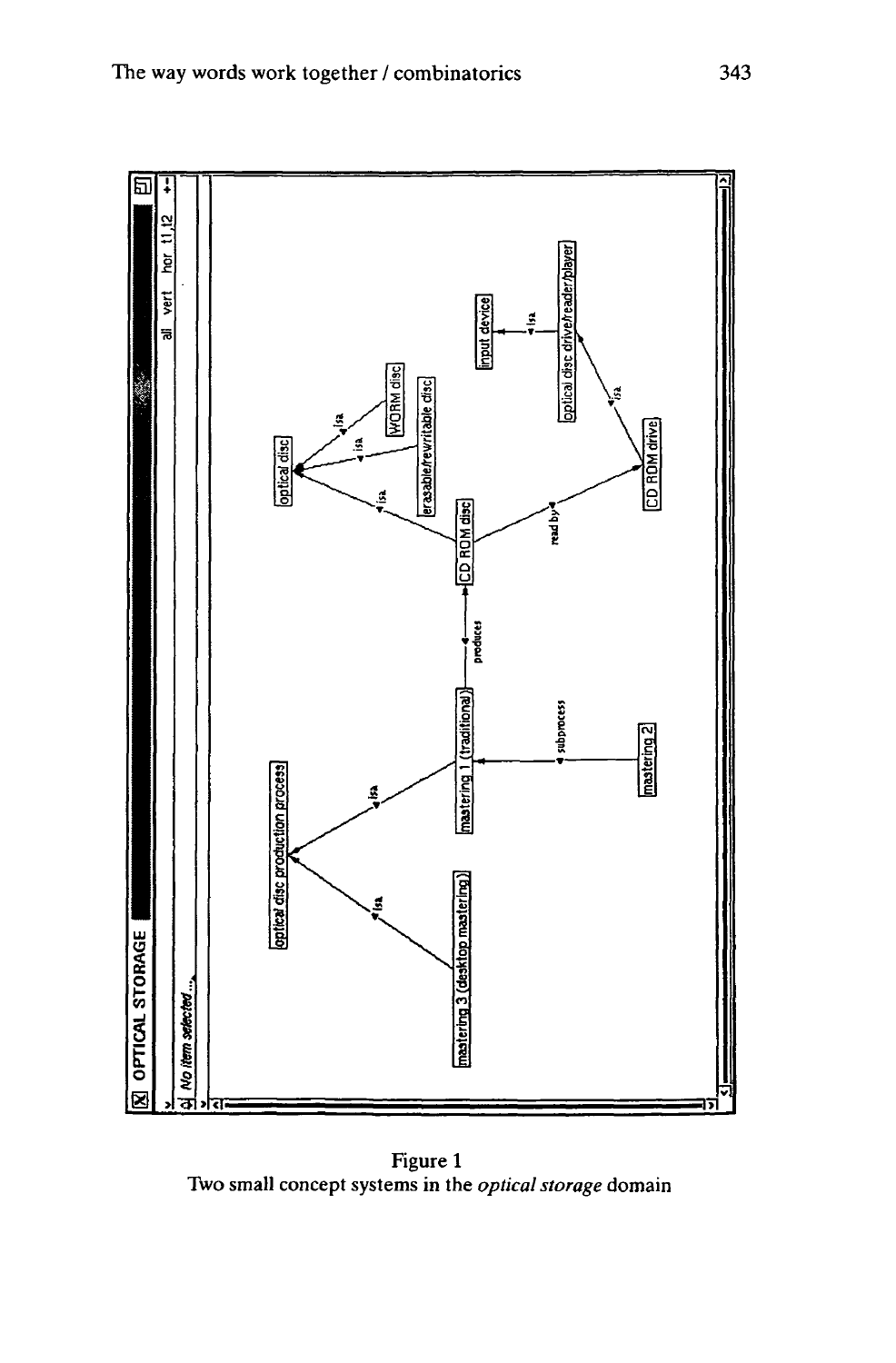Figure 1
Two small concept systems in the *optical storage* domain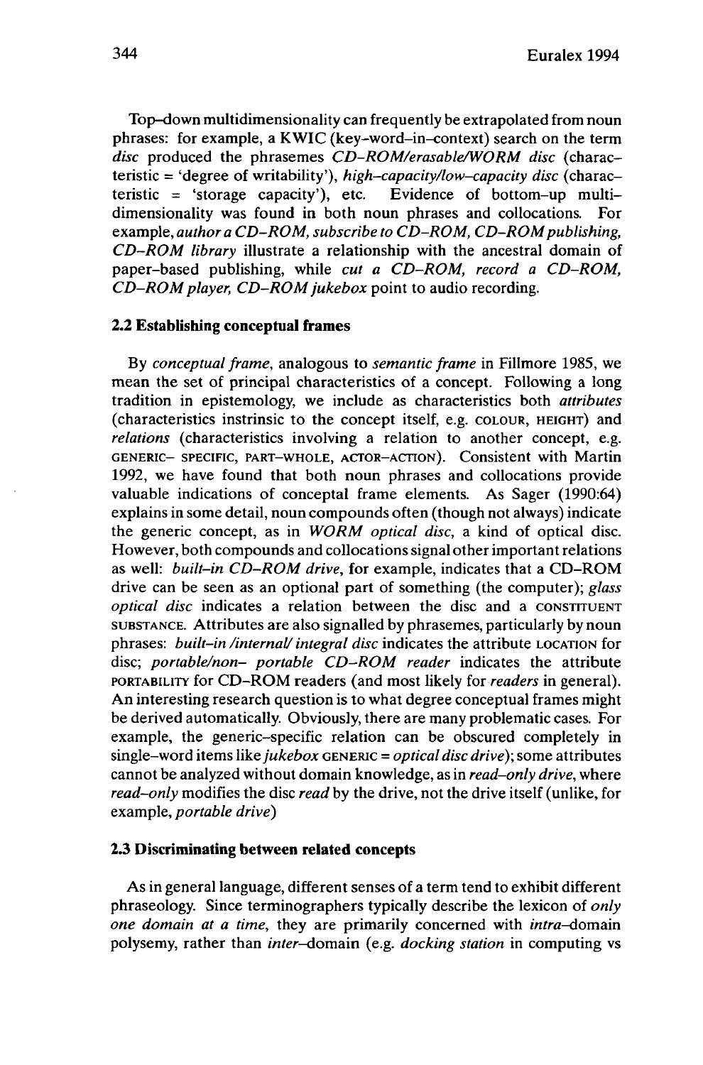Top–down multidimensionality can frequently be extrapolated from noun phrases: for example, a KWIC (key–word–in–context) search on the term *disc* produced the phrasemes *CD–ROM/erasable/WORM disc* (characteristic = 'degree of writability'), *high–capacity/low–capacity disc* (characteristic = 'storage capacity'), etc. Evidence of bottom–up multidimensionality was found in both noun phrases and collocations. For example, *author a CD–ROM, subscribe to CD–ROM, CD–ROM publishing, CD–ROM library* illustrate a relationship with the ancestral domain of paper-based publishing, while *cut a CD–ROM, record a CD–ROM, CD–ROM player, CD–ROM jukebox* point to audio recording.

### 2.2 Establishing conceptual frames

By *conceptual frame*, analogous to *semantic frame* in Fillmore 1985, we mean the set of principal characteristics of a concept. Following a long tradition in epistemology, we include as characteristics both *attributes* (characteristics instrinsic to the concept itself, e.g. COLOUR, HEIGHT) and *relations* (characteristics involving a relation to another concept, e.g. GENERIC– SPECIFIC, PART–WHOLE, ACTOR–ACTION). Consistent with Martin 1992, we have found that both noun phrases and collocations provide valuable indications of conceptal frame elements. As Sager (1990:64) explains in some detail, noun compounds often (though not always) indicate the generic concept, as in *WORM optical disc*, a kind of optical disc. However, both compounds and collocations signal other important relations as well: *built–in CD–ROM drive*, for example, indicates that a CD–ROM drive can be seen as an optional part of something (the computer); *glass optical disc* indicates a relation between the disc and a CONSTITUENT SUBSTANCE. Attributes are also signalled by phrasemes, particularly by noun phrases: *built–in /internal/ integral disc* indicates the attribute LOCATION for disc; *portable/non– portable CD–ROM reader* indicates the attribute PORTABILITY for CD–ROM readers (and most likely for *readers* in general). An interesting research question is to what degree conceptual frames might be derived automatically. Obviously, there are many problematic cases. For example, the generic–specific relation can be obscured completely in single–word items like *jukebox* GENERIC = *optical disc drive*); some attributes cannot be analyzed without domain knowledge, as in *read–only drive*, where *read–only* modifies the disc *read* by the drive, not the drive itself (unlike, for example, *portable drive*)

### 2.3 Discriminating between related concepts

As in general language, different senses of a term tend to exhibit different phraseology. Since terminographers typically describe the lexicon of *only one domain at a time*, they are primarily concerned with *intra*–domain polysemy, rather than *inter*–domain (e.g. *docking station* in computing vs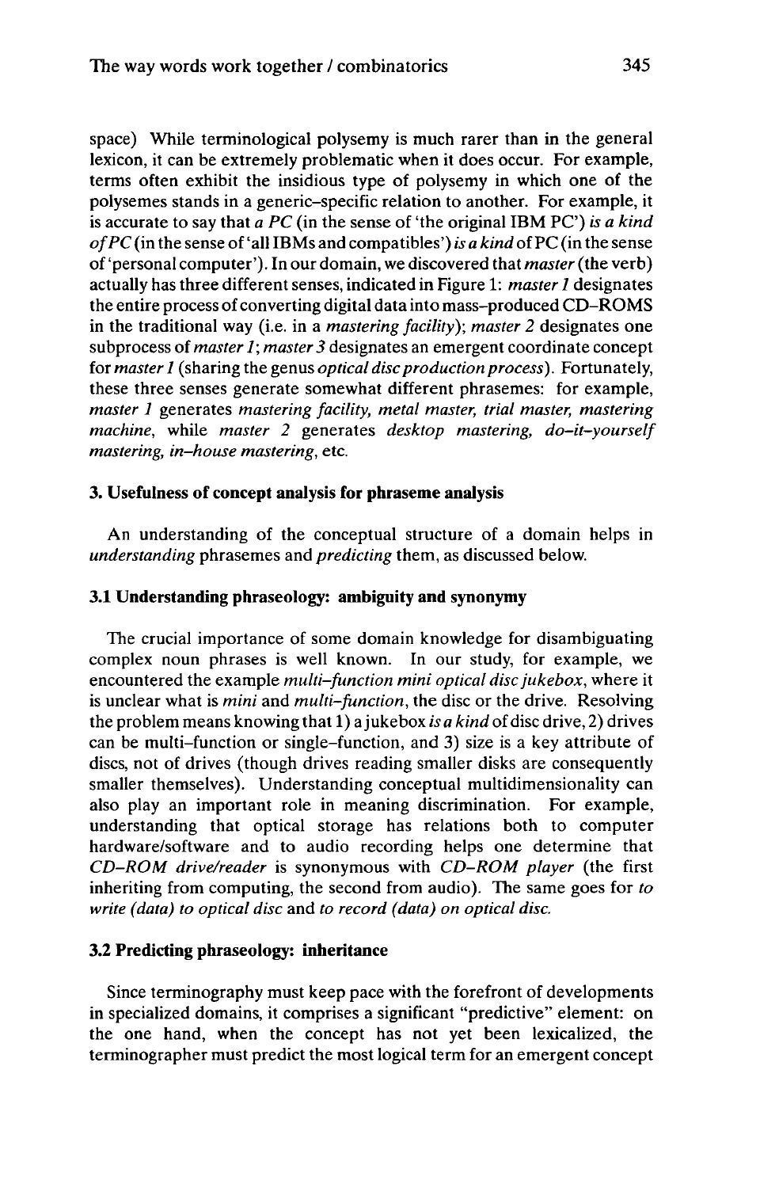space) While terminological polysemy is much rarer than in the general lexicon, it can be extremely problematic when it does occur. For example, terms often exhibit the insidious type of polysemy in which one of the polysemes stands in a generic–specific relation to another. For example, it is accurate to say that *a PC* (in the sense of 'the original IBM PC') *is a kind of PC* (in the sense of 'all IBMs and compatibles') *is a kind* of PC (in the sense of 'personal computer'). In our domain, we discovered that *master* (the verb) actually has three different senses, indicated in Figure 1: *master 1* designates the entire process of converting digital data into mass–produced CD–ROMS in the traditional way (i.e. in a *mastering facility*); *master 2* designates one subprocess of *master 1*; *master 3* designates an emergent coordinate concept for *master 1* (sharing the genus *optical disc production process*). Fortunately, these three senses generate somewhat different phrasemes: for example, *master 1* generates *mastering facility, metal master, trial master, mastering machine*, while *master 2* generates *desktop mastering, do–it–yourself mastering, in–house mastering*, etc.

### 3. Usefulness of concept analysis for phraseme analysis

An understanding of the conceptual structure of a domain helps in *understanding* phrasemes and *predicting* them, as discussed below.

#### 3.1 Understanding phraseology: ambiguity and synonymy

The crucial importance of some domain knowledge for disambiguating complex noun phrases is well known. In our study, for example, we encountered the example *multi–function mini optical disc jukebox*, where it is unclear what is *mini* and *multi–function*, the disc or the drive. Resolving the problem means knowing that 1) a jukebox *is a kind* of disc drive, 2) drives can be multi–function or single–function, and 3) size is a key attribute of discs, not of drives (though drives reading smaller disks are consequently smaller themselves). Understanding conceptual multidimensionality can also play an important role in meaning discrimination. For example, understanding that optical storage has relations both to computer hardware/software and to audio recording helps one determine that *CD–ROM drive/reader* is synonymous with *CD–ROM player* (the first inheriting from computing, the second from audio). The same goes for *to write (data) to optical disc* and *to record (data) on optical disc.*

#### 3.2 Predicting phraseology: inheritance

Since terminography must keep pace with the forefront of developments in specialized domains, it comprises a significant "predictive" element: on the one hand, when the concept has not yet been lexicalized, the terminographer must predict the most logical term for an emergent concept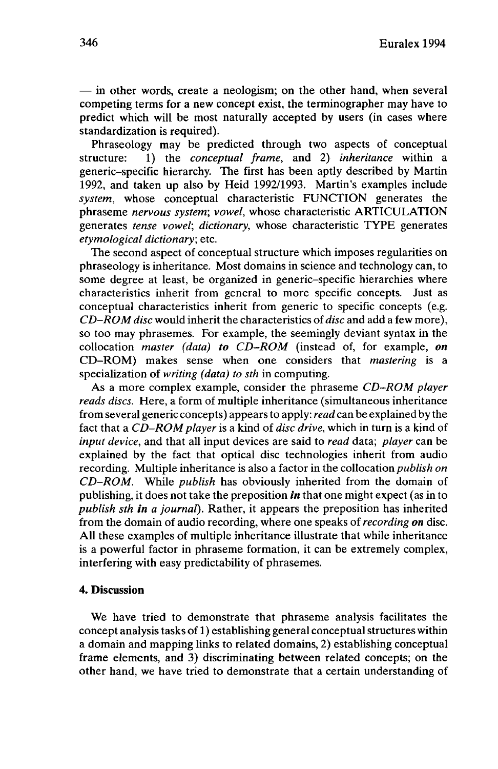— in other words, create a neologism; on the other hand, when several competing terms for a new concept exist, the terminographer may have to predict which will be most naturally accepted by users (in cases where standardization is required).

Phraseology may be predicted through two aspects of conceptual structure: 1) the *conceptual frame*, and 2) *inheritance* within a generic–specific hierarchy. The first has been aptly described by Martin 1992, and taken up also by Heid 1992/1993. Martin's examples include *system*, whose conceptual characteristic FUNCTION generates the phraseme *nervous system*; *vowel*, whose characteristic ARTICULATION generates *tense vowel*; *dictionary*, whose characteristic TYPE generates *etymological dictionary*; etc.

The second aspect of conceptual structure which imposes regularities on phraseology is inheritance. Most domains in science and technology can, to some degree at least, be organized in generic–specific hierarchies where characteristics inherit from general to more specific concepts. Just as conceptual characteristics inherit from generic to specific concepts (e.g. *CD–ROM disc* would inherit the characteristics of *disc* and add a few more), so too may phrasemes. For example, the seemingly deviant syntax in the collocation *master (data)* ***to*** *CD–ROM* (instead of, for example, ***on*** CD–ROM) makes sense when one considers that *mastering* is a specialization of *writing (data) to sth* in computing.

As a more complex example, consider the phraseme *CD–ROM player reads discs*. Here, a form of multiple inheritance (simultaneous inheritance from several generic concepts) appears to apply: *read* can be explained by the fact that a *CD–ROM player* is a kind of *disc drive*, which in turn is a kind of *input device*, and that all input devices are said to *read* data; *player* can be explained by the fact that optical disc technologies inherit from audio recording. Multiple inheritance is also a factor in the collocation *publish on CD–ROM*. While *publish* has obviously inherited from the domain of publishing, it does not take the preposition ***in*** that one might expect (as in to *publish sth* ***in*** *a journal*). Rather, it appears the preposition has inherited from the domain of audio recording, where one speaks of *recording* ***on*** disc. All these examples of multiple inheritance illustrate that while inheritance is a powerful factor in phraseme formation, it can be extremely complex, interfering with easy predictability of phrasemes.

## 4. Discussion

We have tried to demonstrate that phraseme analysis facilitates the concept analysis tasks of 1) establishing general conceptual structures within a domain and mapping links to related domains, 2) establishing conceptual frame elements, and 3) discriminating between related concepts; on the other hand, we have tried to demonstrate that a certain understanding of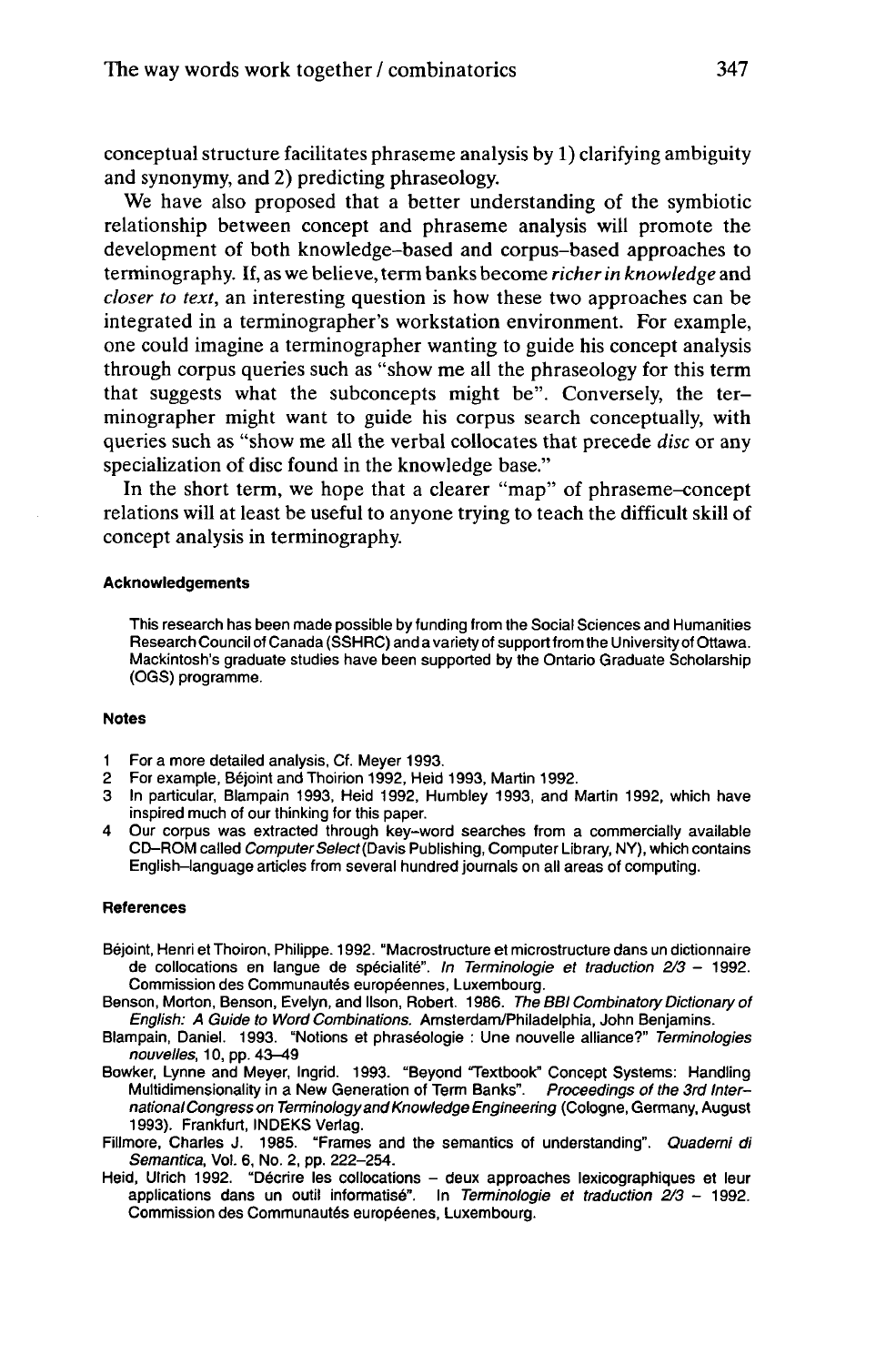conceptual structure facilitates phraseme analysis by 1) clarifying ambiguity and synonymy, and 2) predicting phraseology.

We have also proposed that a better understanding of the symbiotic relationship between concept and phraseme analysis will promote the development of both knowledge–based and corpus–based approaches to terminography. If, as we believe, term banks become *richer in knowledge* and *closer to text*, an interesting question is how these two approaches can be integrated in a terminographer's workstation environment. For example, one could imagine a terminographer wanting to guide his concept analysis through corpus queries such as "show me all the phraseology for this term that suggests what the subconcepts might be". Conversely, the terminographer might want to guide his corpus search conceptually, with queries such as "show me all the verbal collocates that precede *disc* or any specialization of disc found in the knowledge base."

In the short term, we hope that a clearer "map" of phraseme–concept relations will at least be useful to anyone trying to teach the difficult skill of concept analysis in terminography.

#### Acknowledgements

This research has been made possible by funding from the Social Sciences and Humanities Research Council of Canada (SSHRC) and a variety of support from the University of Ottawa. Mackintosh's graduate studies have been supported by the Ontario Graduate Scholarship (OGS) programme.

#### Notes

1 For a more detailed analysis, Cf. Meyer 1993.
2 For example, Béjoint and Thoirion 1992, Heid 1993, Martin 1992.
3 In particular, Blampain 1993, Heid 1992, Humbley 1993, and Martin 1992, which have inspired much of our thinking for this paper.
4 Our corpus was extracted through key–word searches from a commercially available CD–ROM called *Computer Select* (Davis Publishing, Computer Library, NY), which contains English–language articles from several hundred journals on all areas of computing.

#### References

Béjoint, Henri et Thoiron, Philippe. 1992. "Macrostructure et microstructure dans un dictionnaire de collocations en langue de spécialité". *In Terminologie et traduction 2/3 – 1992*. Commission des Communautés européennes, Luxembourg.

Benson, Morton, Benson, Evelyn, and Ilson, Robert. 1986. *The BBI Combinatory Dictionary of English: A Guide to Word Combinations.* Amsterdam/Philadelphia, John Benjamins.

Blampain, Daniel. 1993. "Notions et phraséologie : Une nouvelle alliance?" *Terminologies nouvelles*, 10, pp. 43–49

Bowker, Lynne and Meyer, Ingrid. 1993. "Beyond "Textbook" Concept Systems: Handling Multidimensionality in a New Generation of Term Banks". *Proceedings of the 3rd International Congress on Terminology and Knowledge Engineering* (Cologne, Germany, August 1993). Frankfurt, INDEKS Verlag.

Fillmore, Charles J. 1985. "Frames and the semantics of understanding". *Quaderni di Semantica*, Vol. 6, No. 2, pp. 222–254.

Heid, Ulrich 1992. "Décrire les collocations – deux approaches lexicographiques et leur applications dans un outil informatisé". In *Terminologie et traduction 2/3 – 1992*. Commission des Communautés europèenes, Luxembourg.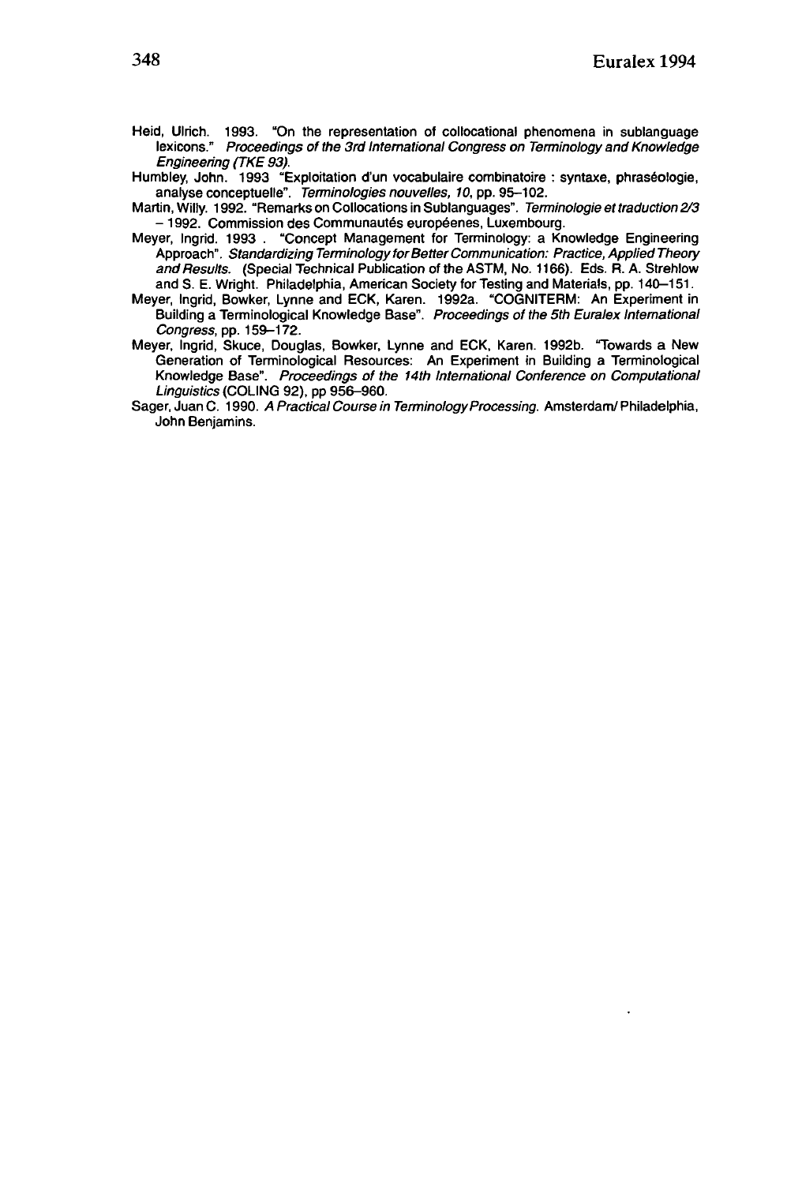Heid, Ulrich. 1993. "On the representation of collocational phenomena in sublanguage lexicons." *Proceedings of the 3rd International Congress on Terminology and Knowledge Engineering (TKE 93).*

Humbley, John. 1993 "Exploitation d'un vocabulaire combinatoire : syntaxe, phraséologie, analyse conceptuelle". *Terminologies nouvelles, 10*, pp. 95–102.

Martin, Willy. 1992. "Remarks on Collocations in Sublanguages". *Terminologie et traduction 2/3* – 1992. Commission des Communautés européenes, Luxembourg.

Meyer, Ingrid. 1993 . "Concept Management for Terminology: a Knowledge Engineering Approach". *Standardizing Terminology for Better Communication: Practice, Applied Theory and Results.* (Special Technical Publication of the ASTM, No. 1166). Eds. R. A. Strehlow and S. E. Wright. Philadelphia, American Society for Testing and Materials, pp. 140–151.

Meyer, Ingrid, Bowker, Lynne and ECK, Karen. 1992a. "COGNITERM: An Experiment in Building a Terminological Knowledge Base". *Proceedings of the 5th Euralex International Congress*, pp. 159–172.

Meyer, Ingrid, Skuce, Douglas, Bowker, Lynne and ECK, Karen. 1992b. "Towards a New Generation of Terminological Resources: An Experiment in Building a Terminological Knowledge Base". *Proceedings of the 14th International Conference on Computational Linguistics* (COLING 92), pp 956–960.

Sager, Juan C. 1990. *A Practical Course in Terminology Processing.* Amsterdam/ Philadelphia, John Benjamins.